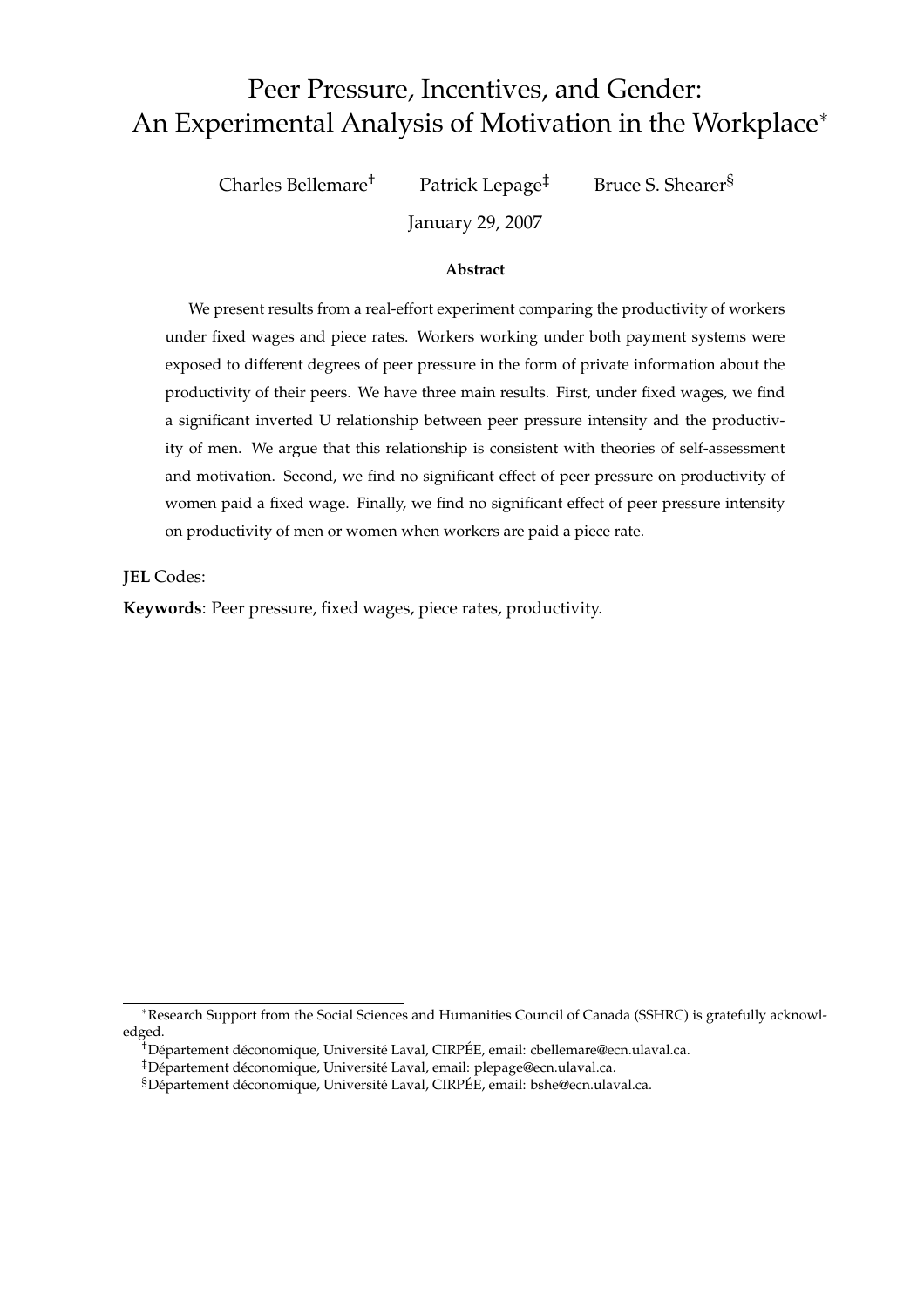# Peer Pressure, Incentives, and Gender: An Experimental Analysis of Motivation in the Workplace*

Charles Bellemare[†] Patrick Lepage[‡] Bruce S. Shearer[§]

January 29, 2007

**Abstract**

We present results from a real-effort experiment comparing the productivity of workers under fixed wages and piece rates. Workers working under both payment systems were exposed to different degrees of peer pressure in the form of private information about the productivity of their peers. We have three main results. First, under fixed wages, we find a significant inverted U relationship between peer pressure intensity and the productivity of men. We argue that this relationship is consistent with theories of self-assessment and motivation. Second, we find no significant effect of peer pressure on productivity of women paid a fixed wage. Finally, we find no significant effect of peer pressure intensity on productivity of men or women when workers are paid a piece rate.

**JEL** Codes:

**Keywords**: Peer pressure, fixed wages, piece rates, productivity.

---

*Research Support from the Social Sciences and Humanities Council of Canada (SSHRC) is gratefully acknowledged.

[†]Département déconomique, Université Laval, CIRPÉE, email: cbellemare@ecn.ulaval.ca.

[‡]Département déconomique, Université Laval, email: plepage@ecn.ulaval.ca.

[§]Département déconomique, Université Laval, CIRPÉE, email: bshe@ecn.ulaval.ca.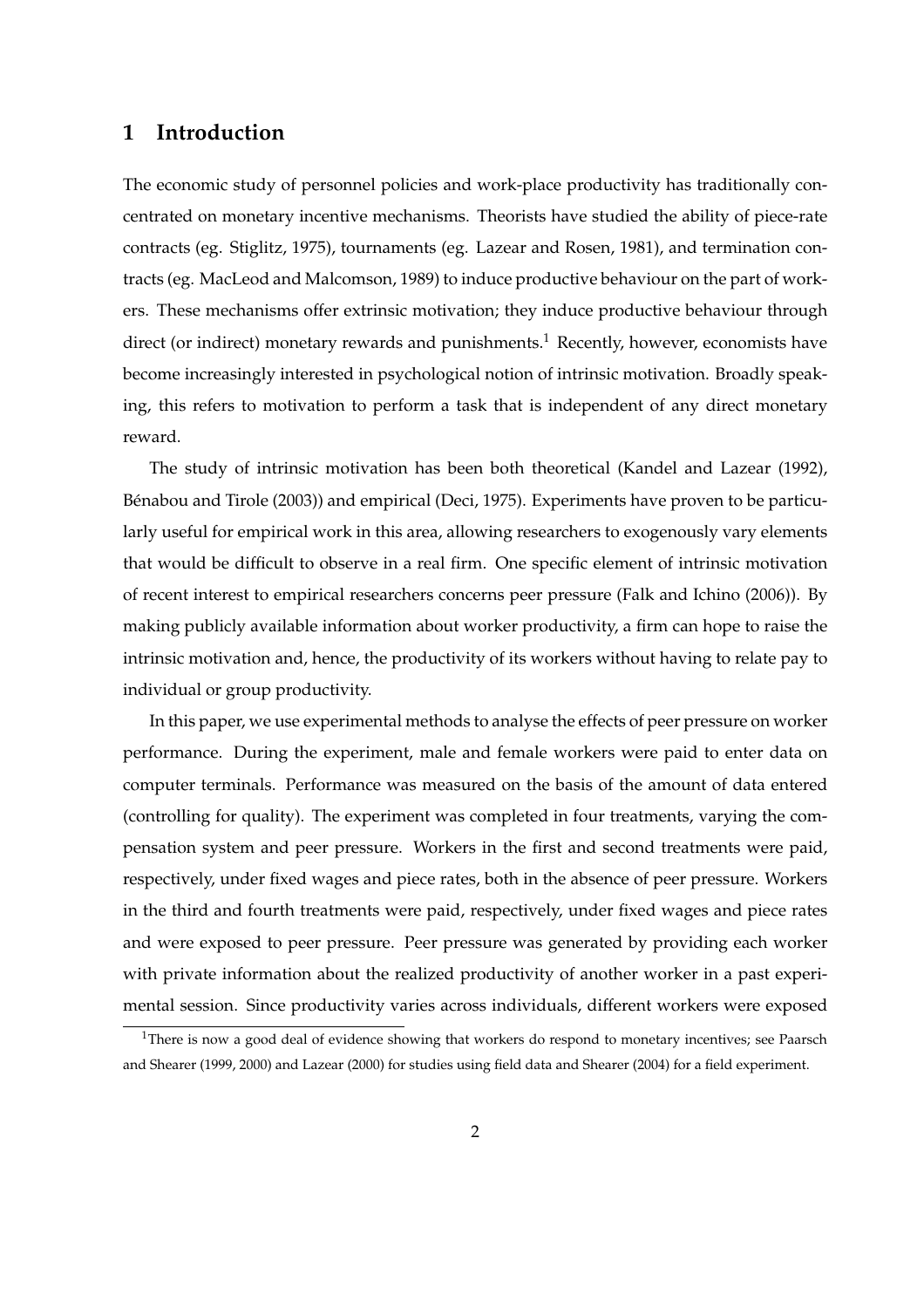# 1 Introduction

The economic study of personnel policies and work-place productivity has traditionally concentrated on monetary incentive mechanisms. Theorists have studied the ability of piece-rate contracts (eg. Stiglitz, 1975), tournaments (eg. Lazear and Rosen, 1981), and termination contracts (eg. MacLeod and Malcomson, 1989) to induce productive behaviour on the part of workers. These mechanisms offer extrinsic motivation; they induce productive behaviour through direct (or indirect) monetary rewards and punishments.[1] Recently, however, economists have become increasingly interested in psychological notion of intrinsic motivation. Broadly speaking, this refers to motivation to perform a task that is independent of any direct monetary reward.

The study of intrinsic motivation has been both theoretical (Kandel and Lazear (1992), Bénabou and Tirole (2003)) and empirical (Deci, 1975). Experiments have proven to be particularly useful for empirical work in this area, allowing researchers to exogenously vary elements that would be difficult to observe in a real firm. One specific element of intrinsic motivation of recent interest to empirical researchers concerns peer pressure (Falk and Ichino (2006)). By making publicly available information about worker productivity, a firm can hope to raise the intrinsic motivation and, hence, the productivity of its workers without having to relate pay to individual or group productivity.

In this paper, we use experimental methods to analyse the effects of peer pressure on worker performance. During the experiment, male and female workers were paid to enter data on computer terminals. Performance was measured on the basis of the amount of data entered (controlling for quality). The experiment was completed in four treatments, varying the compensation system and peer pressure. Workers in the first and second treatments were paid, respectively, under fixed wages and piece rates, both in the absence of peer pressure. Workers in the third and fourth treatments were paid, respectively, under fixed wages and piece rates and were exposed to peer pressure. Peer pressure was generated by providing each worker with private information about the realized productivity of another worker in a past experimental session. Since productivity varies across individuals, different workers were exposed

[1] There is now a good deal of evidence showing that workers do respond to monetary incentives; see Paarsch and Shearer (1999, 2000) and Lazear (2000) for studies using field data and Shearer (2004) for a field experiment.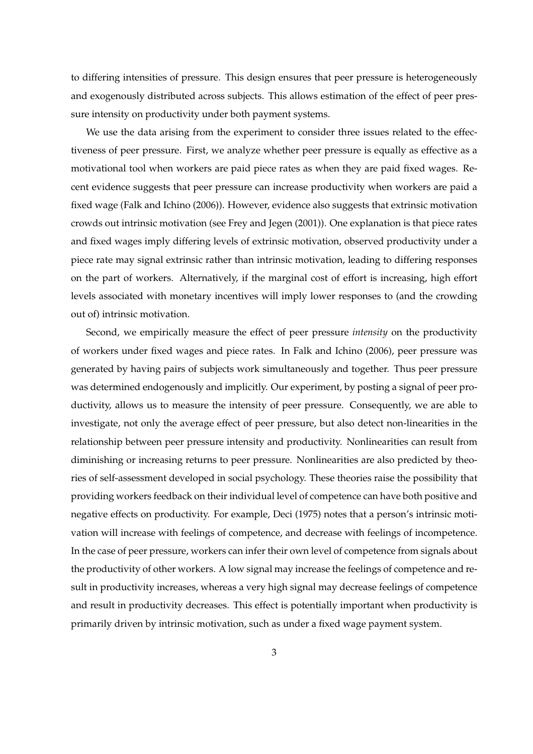to differing intensities of pressure. This design ensures that peer pressure is heterogeneously and exogenously distributed across subjects. This allows estimation of the effect of peer pressure intensity on productivity under both payment systems.

We use the data arising from the experiment to consider three issues related to the effectiveness of peer pressure. First, we analyze whether peer pressure is equally as effective as a motivational tool when workers are paid piece rates as when they are paid fixed wages. Recent evidence suggests that peer pressure can increase productivity when workers are paid a fixed wage (Falk and Ichino (2006)). However, evidence also suggests that extrinsic motivation crowds out intrinsic motivation (see Frey and Jegen (2001)). One explanation is that piece rates and fixed wages imply differing levels of extrinsic motivation, observed productivity under a piece rate may signal extrinsic rather than intrinsic motivation, leading to differing responses on the part of workers. Alternatively, if the marginal cost of effort is increasing, high effort levels associated with monetary incentives will imply lower responses to (and the crowding out of) intrinsic motivation.

Second, we empirically measure the effect of peer pressure *intensity* on the productivity of workers under fixed wages and piece rates. In Falk and Ichino (2006), peer pressure was generated by having pairs of subjects work simultaneously and together. Thus peer pressure was determined endogenously and implicitly. Our experiment, by posting a signal of peer productivity, allows us to measure the intensity of peer pressure. Consequently, we are able to investigate, not only the average effect of peer pressure, but also detect non-linearities in the relationship between peer pressure intensity and productivity. Nonlinearities can result from diminishing or increasing returns to peer pressure. Nonlinearities are also predicted by theories of self-assessment developed in social psychology. These theories raise the possibility that providing workers feedback on their individual level of competence can have both positive and negative effects on productivity. For example, Deci (1975) notes that a person's intrinsic motivation will increase with feelings of competence, and decrease with feelings of incompetence. In the case of peer pressure, workers can infer their own level of competence from signals about the productivity of other workers. A low signal may increase the feelings of competence and result in productivity increases, whereas a very high signal may decrease feelings of competence and result in productivity decreases. This effect is potentially important when productivity is primarily driven by intrinsic motivation, such as under a fixed wage payment system.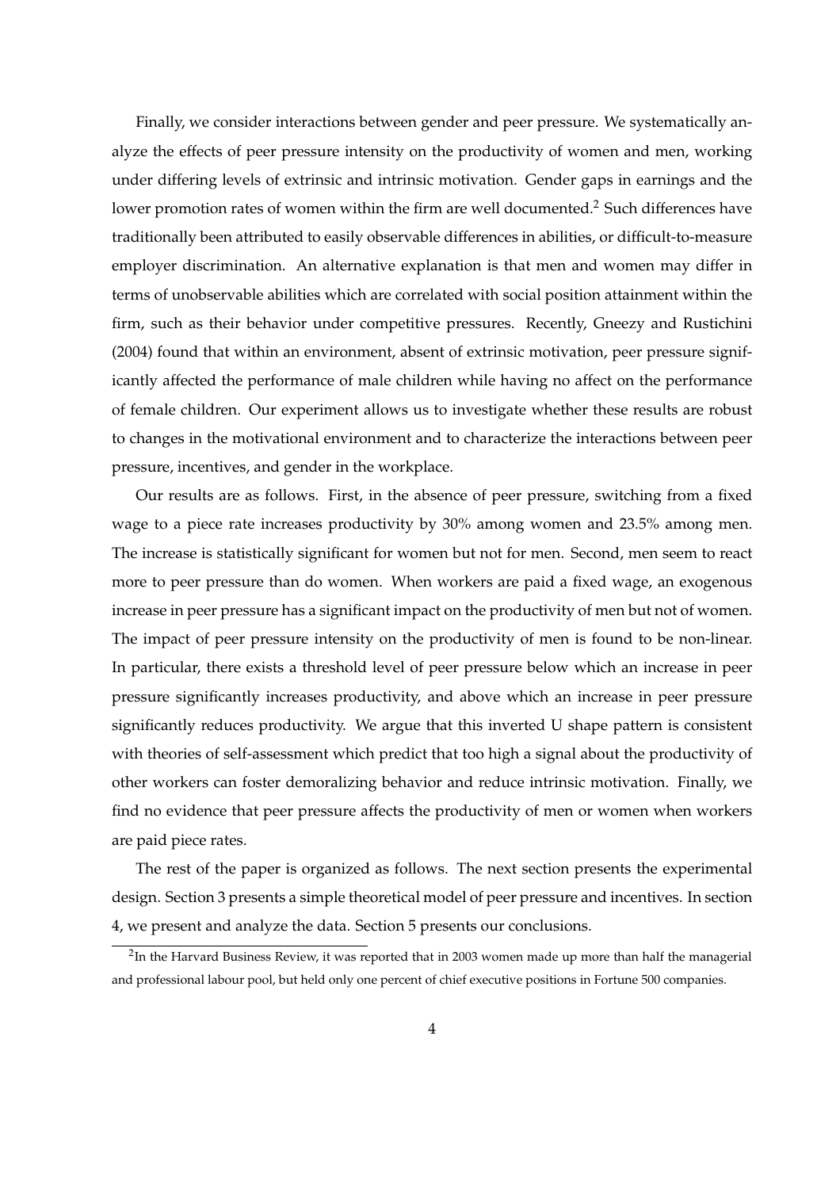Finally, we consider interactions between gender and peer pressure. We systematically analyze the effects of peer pressure intensity on the productivity of women and men, working under differing levels of extrinsic and intrinsic motivation. Gender gaps in earnings and the lower promotion rates of women within the firm are well documented.[2] Such differences have traditionally been attributed to easily observable differences in abilities, or difficult-to-measure employer discrimination. An alternative explanation is that men and women may differ in terms of unobservable abilities which are correlated with social position attainment within the firm, such as their behavior under competitive pressures. Recently, Gneezy and Rustichini (2004) found that within an environment, absent of extrinsic motivation, peer pressure significantly affected the performance of male children while having no affect on the performance of female children. Our experiment allows us to investigate whether these results are robust to changes in the motivational environment and to characterize the interactions between peer pressure, incentives, and gender in the workplace.

Our results are as follows. First, in the absence of peer pressure, switching from a fixed wage to a piece rate increases productivity by 30% among women and 23.5% among men. The increase is statistically significant for women but not for men. Second, men seem to react more to peer pressure than do women. When workers are paid a fixed wage, an exogenous increase in peer pressure has a significant impact on the productivity of men but not of women. The impact of peer pressure intensity on the productivity of men is found to be non-linear. In particular, there exists a threshold level of peer pressure below which an increase in peer pressure significantly increases productivity, and above which an increase in peer pressure significantly reduces productivity. We argue that this inverted U shape pattern is consistent with theories of self-assessment which predict that too high a signal about the productivity of other workers can foster demoralizing behavior and reduce intrinsic motivation. Finally, we find no evidence that peer pressure affects the productivity of men or women when workers are paid piece rates.

The rest of the paper is organized as follows. The next section presents the experimental design. Section 3 presents a simple theoretical model of peer pressure and incentives. In section 4, we present and analyze the data. Section 5 presents our conclusions.

[2] In the Harvard Business Review, it was reported that in 2003 women made up more than half the managerial and professional labour pool, but held only one percent of chief executive positions in Fortune 500 companies.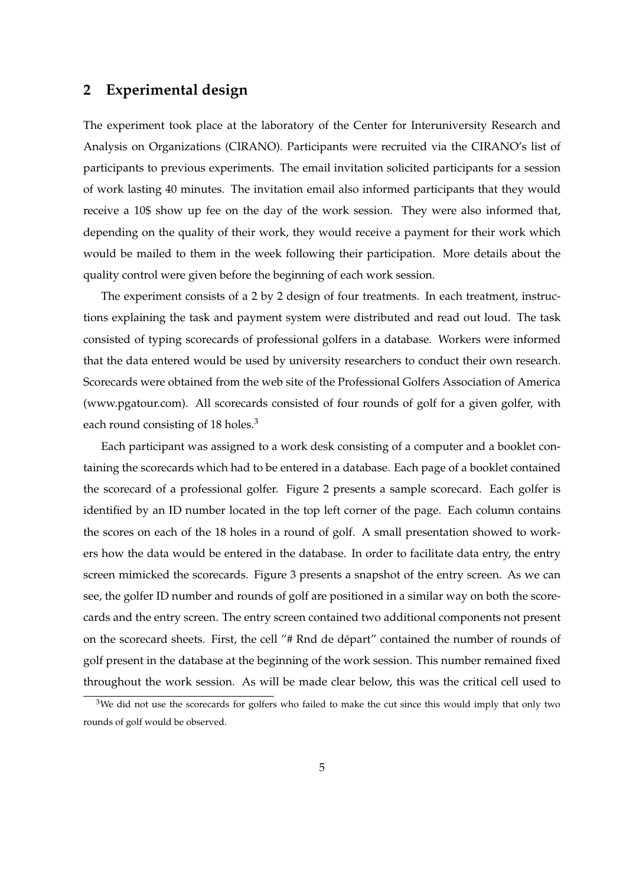## 2 Experimental design

The experiment took place at the laboratory of the Center for Interuniversity Research and Analysis on Organizations (CIRANO). Participants were recruited via the CIRANO's list of participants to previous experiments. The email invitation solicited participants for a session of work lasting 40 minutes. The invitation email also informed participants that they would receive a 10$ show up fee on the day of the work session. They were also informed that, depending on the quality of their work, they would receive a payment for their work which would be mailed to them in the week following their participation. More details about the quality control were given before the beginning of each work session.

The experiment consists of a 2 by 2 design of four treatments. In each treatment, instructions explaining the task and payment system were distributed and read out loud. The task consisted of typing scorecards of professional golfers in a database. Workers were informed that the data entered would be used by university researchers to conduct their own research. Scorecards were obtained from the web site of the Professional Golfers Association of America (www.pgatour.com). All scorecards consisted of four rounds of golf for a given golfer, with each round consisting of 18 holes.[3]

Each participant was assigned to a work desk consisting of a computer and a booklet containing the scorecards which had to be entered in a database. Each page of a booklet contained the scorecard of a professional golfer. Figure 2 presents a sample scorecard. Each golfer is identified by an ID number located in the top left corner of the page. Each column contains the scores on each of the 18 holes in a round of golf. A small presentation showed to workers how the data would be entered in the database. In order to facilitate data entry, the entry screen mimicked the scorecards. Figure 3 presents a snapshot of the entry screen. As we can see, the golfer ID number and rounds of golf are positioned in a similar way on both the scorecards and the entry screen. The entry screen contained two additional components not present on the scorecard sheets. First, the cell "# Rnd de départ" contained the number of rounds of golf present in the database at the beginning of the work session. This number remained fixed throughout the work session. As will be made clear below, this was the critical cell used to

[3] We did not use the scorecards for golfers who failed to make the cut since this would imply that only two rounds of golf would be observed.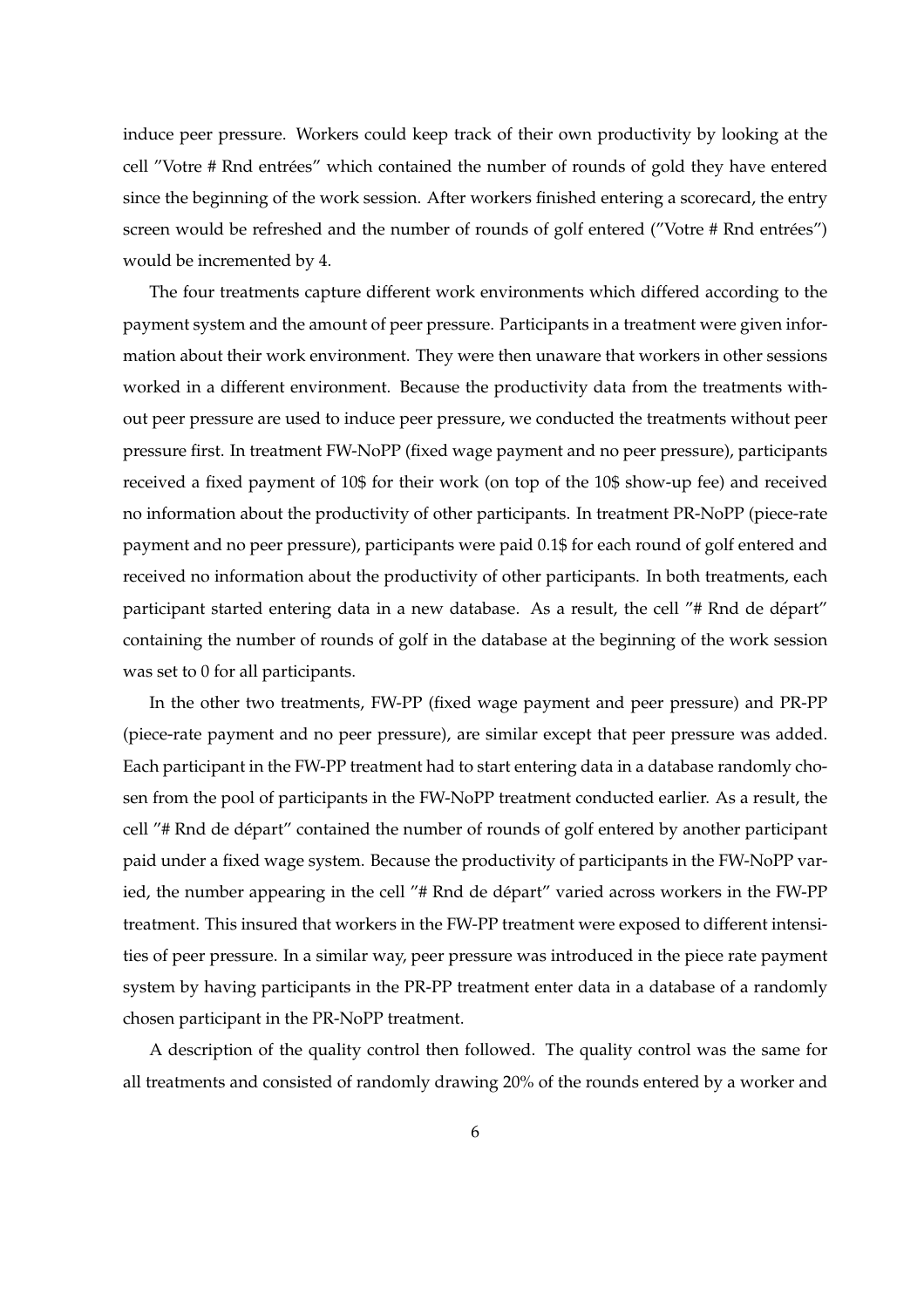induce peer pressure. Workers could keep track of their own productivity by looking at the cell ″Votre # Rnd entrées″ which contained the number of rounds of gold they have entered since the beginning of the work session. After workers finished entering a scorecard, the entry screen would be refreshed and the number of rounds of golf entered (″Votre # Rnd entrées″) would be incremented by 4.

The four treatments capture different work environments which differed according to the payment system and the amount of peer pressure. Participants in a treatment were given information about their work environment. They were then unaware that workers in other sessions worked in a different environment. Because the productivity data from the treatments without peer pressure are used to induce peer pressure, we conducted the treatments without peer pressure first. In treatment FW-NoPP (fixed wage payment and no peer pressure), participants received a fixed payment of 10$ for their work (on top of the 10$ show-up fee) and received no information about the productivity of other participants. In treatment PR-NoPP (piece-rate payment and no peer pressure), participants were paid 0.1$ for each round of golf entered and received no information about the productivity of other participants. In both treatments, each participant started entering data in a new database. As a result, the cell ″# Rnd de départ″ containing the number of rounds of golf in the database at the beginning of the work session was set to 0 for all participants.

In the other two treatments, FW-PP (fixed wage payment and peer pressure) and PR-PP (piece-rate payment and no peer pressure), are similar except that peer pressure was added. Each participant in the FW-PP treatment had to start entering data in a database randomly chosen from the pool of participants in the FW-NoPP treatment conducted earlier. As a result, the cell ″# Rnd de départ″ contained the number of rounds of golf entered by another participant paid under a fixed wage system. Because the productivity of participants in the FW-NoPP varied, the number appearing in the cell ″# Rnd de départ″ varied across workers in the FW-PP treatment. This insured that workers in the FW-PP treatment were exposed to different intensities of peer pressure. In a similar way, peer pressure was introduced in the piece rate payment system by having participants in the PR-PP treatment enter data in a database of a randomly chosen participant in the PR-NoPP treatment.

A description of the quality control then followed. The quality control was the same for all treatments and consisted of randomly drawing 20% of the rounds entered by a worker and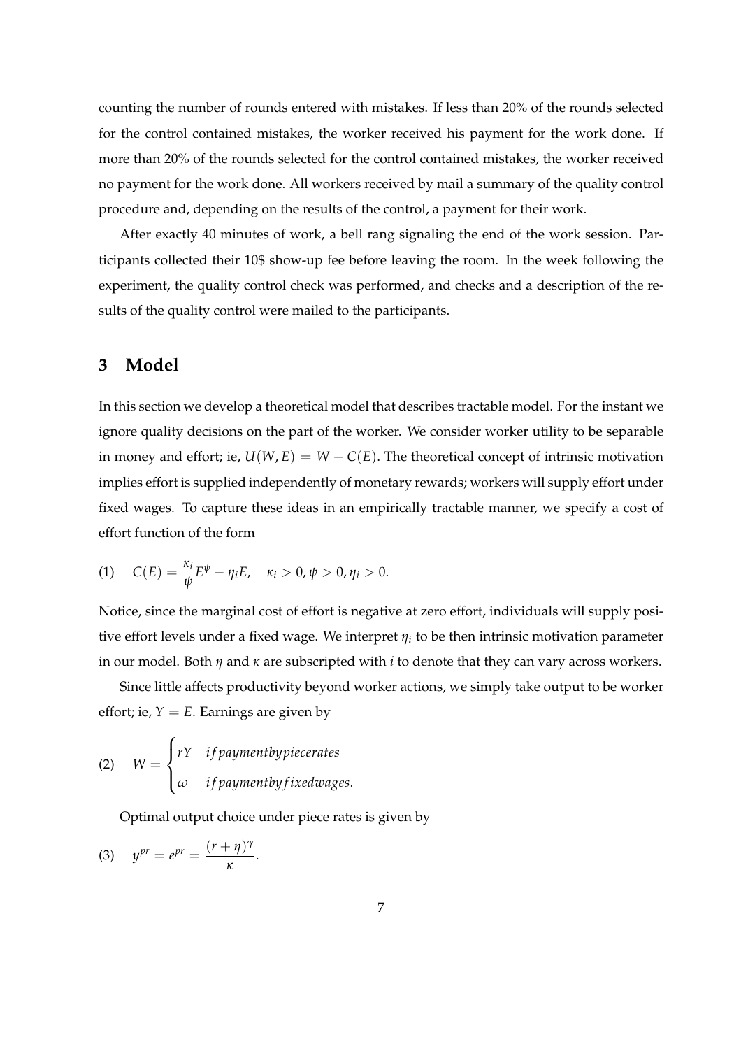counting the number of rounds entered with mistakes. If less than 20% of the rounds selected for the control contained mistakes, the worker received his payment for the work done. If more than 20% of the rounds selected for the control contained mistakes, the worker received no payment for the work done. All workers received by mail a summary of the quality control procedure and, depending on the results of the control, a payment for their work.

After exactly 40 minutes of work, a bell rang signaling the end of the work session. Participants collected their 10$ show-up fee before leaving the room. In the week following the experiment, the quality control check was performed, and checks and a description of the results of the quality control were mailed to the participants.

## 3 Model

In this section we develop a theoretical model that describes tractable model. For the instant we ignore quality decisions on the part of the worker. We consider worker utility to be separable in money and effort; ie, $U(W, E) = W - C(E)$. The theoretical concept of intrinsic motivation implies effort is supplied independently of monetary rewards; workers will supply effort under fixed wages. To capture these ideas in an empirically tractable manner, we specify a cost of effort function of the form

$$(1) \quad C(E) = \frac{\kappa_i}{\psi} E^{\psi} - \eta_i E, \quad \kappa_i > 0, \psi > 0, \eta_i > 0.$$

Notice, since the marginal cost of effort is negative at zero effort, individuals will supply positive effort levels under a fixed wage. We interpret $\eta_i$ to be then intrinsic motivation parameter in our model. Both $\eta$ and $\kappa$ are subscripted with $i$ to denote that they can vary across workers.

Since little affects productivity beyond worker actions, we simply take output to be worker effort; ie, $Y = E$. Earnings are given by

$$(2) \quad W = \begin{cases} rY & if payment by piece rates \\ \omega & if payment by fixed wages. \end{cases}$$

Optimal output choice under piece rates is given by

$$(3) \quad y^{pr} = e^{pr} = \frac{(r + \eta)^{\gamma}}{\kappa}.$$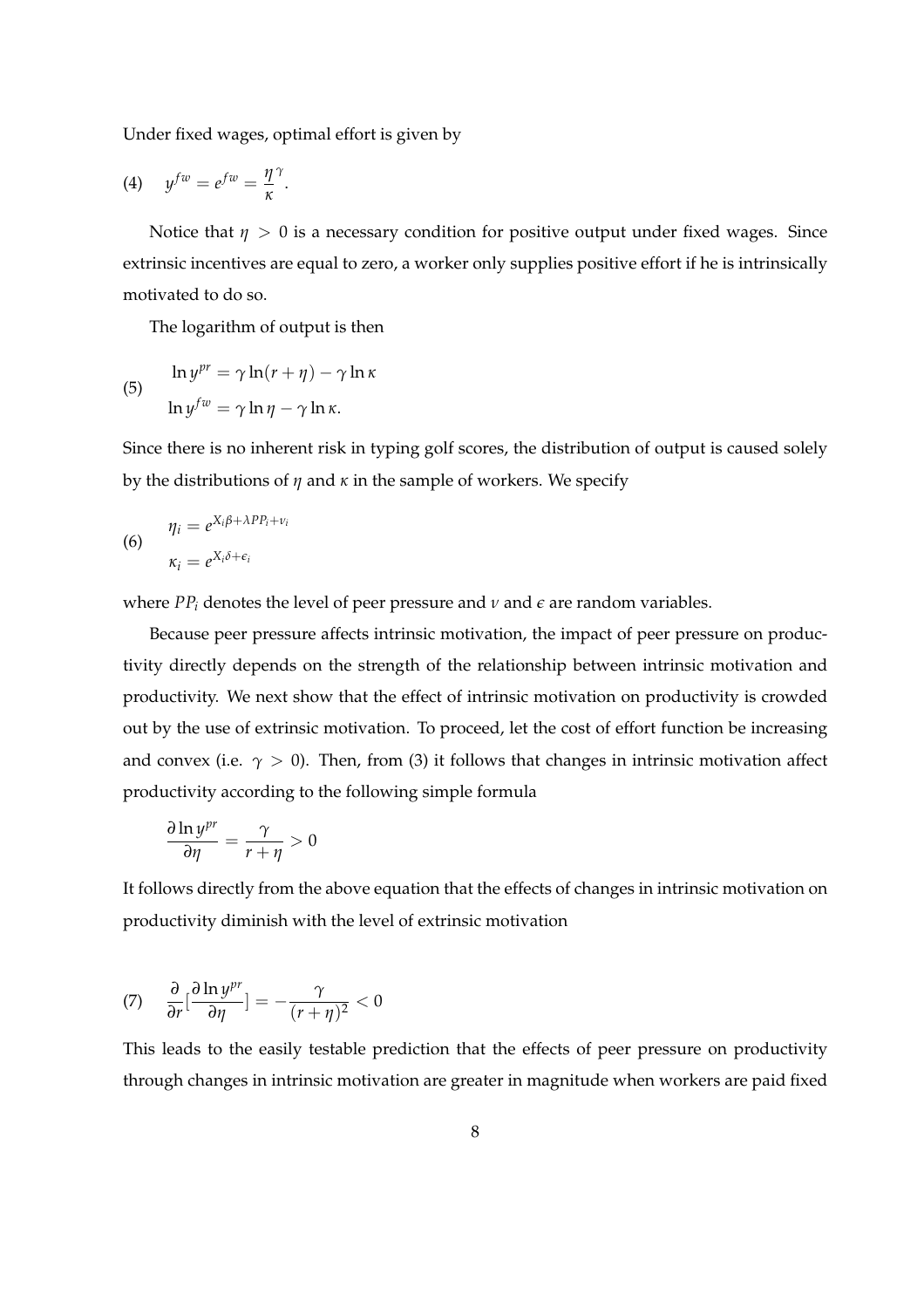Under fixed wages, optimal effort is given by

$$y^{fw} = e^{fw} = \frac{\eta}{\kappa}^{\gamma}. \tag{4}$$

Notice that $\eta > 0$ is a necessary condition for positive output under fixed wages. Since extrinsic incentives are equal to zero, a worker only supplies positive effort if he is intrinsically motivated to do so.

The logarithm of output is then

$$\begin{aligned} \ln y^{pr} &= \gamma \ln(r + \eta) - \gamma \ln \kappa \\ \ln y^{fw} &= \gamma \ln \eta - \gamma \ln \kappa. \end{aligned} \tag{5}$$

Since there is no inherent risk in typing golf scores, the distribution of output is caused solely by the distributions of $\eta$ and $\kappa$ in the sample of workers. We specify

$$\begin{aligned} \eta_i &= e^{X_i \beta + \lambda PP_i + \nu_i} \\ \kappa_i &= e^{X_i \delta + \epsilon_i} \end{aligned} \tag{6}$$

where $PP_i$ denotes the level of peer pressure and $\nu$ and $\epsilon$ are random variables.

Because peer pressure affects intrinsic motivation, the impact of peer pressure on productivity directly depends on the strength of the relationship between intrinsic motivation and productivity. We next show that the effect of intrinsic motivation on productivity is crowded out by the use of extrinsic motivation. To proceed, let the cost of effort function be increasing and convex (i.e. $\gamma > 0$). Then, from (3) it follows that changes in intrinsic motivation affect productivity according to the following simple formula

$$\frac{\partial \ln y^{pr}}{\partial \eta} = \frac{\gamma}{r + \eta} > 0$$

It follows directly from the above equation that the effects of changes in intrinsic motivation on productivity diminish with the level of extrinsic motivation

$$\frac{\partial}{\partial r}\left[\frac{\partial \ln y^{pr}}{\partial \eta}\right] = -\frac{\gamma}{(r + \eta)^2} < 0 \tag{7}$$

This leads to the easily testable prediction that the effects of peer pressure on productivity through changes in intrinsic motivation are greater in magnitude when workers are paid fixed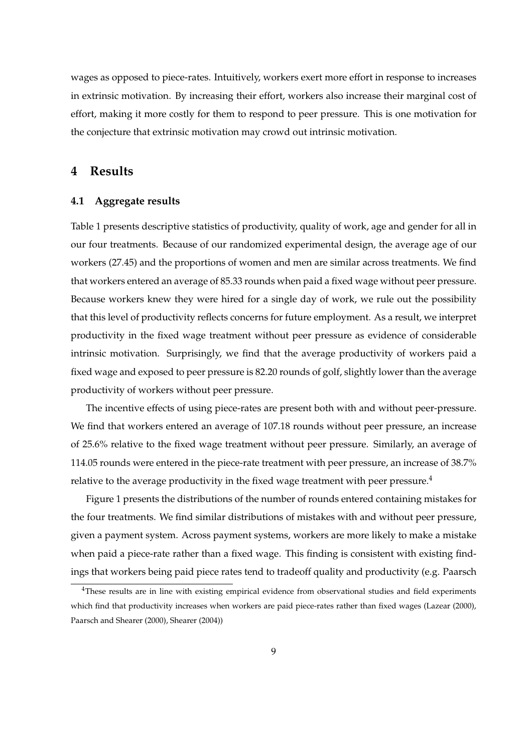wages as opposed to piece-rates. Intuitively, workers exert more effort in response to increases in extrinsic motivation. By increasing their effort, workers also increase their marginal cost of effort, making it more costly for them to respond to peer pressure. This is one motivation for the conjecture that extrinsic motivation may crowd out intrinsic motivation.

# 4 Results

## 4.1 Aggregate results

Table 1 presents descriptive statistics of productivity, quality of work, age and gender for all in our four treatments. Because of our randomized experimental design, the average age of our workers (27.45) and the proportions of women and men are similar across treatments. We find that workers entered an average of 85.33 rounds when paid a fixed wage without peer pressure. Because workers knew they were hired for a single day of work, we rule out the possibility that this level of productivity reflects concerns for future employment. As a result, we interpret productivity in the fixed wage treatment without peer pressure as evidence of considerable intrinsic motivation. Surprisingly, we find that the average productivity of workers paid a fixed wage and exposed to peer pressure is 82.20 rounds of golf, slightly lower than the average productivity of workers without peer pressure.

The incentive effects of using piece-rates are present both with and without peer-pressure. We find that workers entered an average of 107.18 rounds without peer pressure, an increase of 25.6% relative to the fixed wage treatment without peer pressure. Similarly, an average of 114.05 rounds were entered in the piece-rate treatment with peer pressure, an increase of 38.7% relative to the average productivity in the fixed wage treatment with peer pressure.[4]

Figure 1 presents the distributions of the number of rounds entered containing mistakes for the four treatments. We find similar distributions of mistakes with and without peer pressure, given a payment system. Across payment systems, workers are more likely to make a mistake when paid a piece-rate rather than a fixed wage. This finding is consistent with existing findings that workers being paid piece rates tend to tradeoff quality and productivity (e.g. Paarsch

[4] These results are in line with existing empirical evidence from observational studies and field experiments which find that productivity increases when workers are paid piece-rates rather than fixed wages (Lazear (2000), Paarsch and Shearer (2000), Shearer (2004))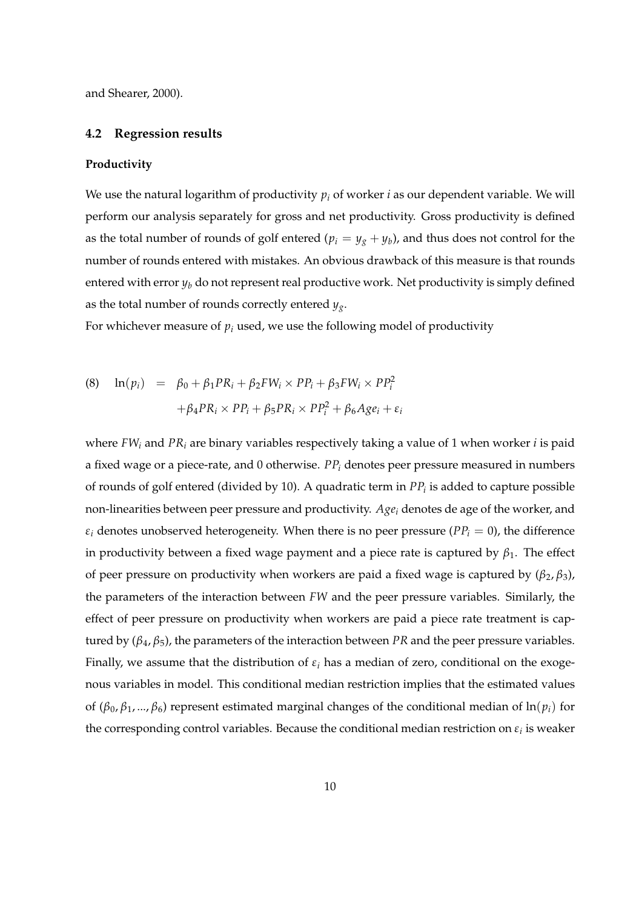and Shearer, 2000).

### 4.2 Regression results

#### Productivity

We use the natural logarithm of productivity $p_i$ of worker $i$ as our dependent variable. We will perform our analysis separately for gross and net productivity. Gross productivity is defined as the total number of rounds of golf entered ($p_i = y_g + y_b$), and thus does not control for the number of rounds entered with mistakes. An obvious drawback of this measure is that rounds entered with error $y_b$ do not represent real productive work. Net productivity is simply defined as the total number of rounds correctly entered $y_g$.

For whichever measure of $p_i$ used, we use the following model of productivity

$$
\begin{aligned}
(8) \quad \ln(p_i) \quad = \quad & \beta_0 + \beta_1 PR_i + \beta_2 FW_i \times PP_i + \beta_3 FW_i \times PP_i^2 \\
& + \beta_4 PR_i \times PP_i + \beta_5 PR_i \times PP_i^2 + \beta_6 Age_i + \varepsilon_i
\end{aligned}
$$

where $FW_i$ and $PR_i$ are binary variables respectively taking a value of 1 when worker $i$ is paid a fixed wage or a piece-rate, and 0 otherwise. $PP_i$ denotes peer pressure measured in numbers of rounds of golf entered (divided by 10). A quadratic term in $PP_i$ is added to capture possible non-linearities between peer pressure and productivity. $Age_i$ denotes de age of the worker, and $\varepsilon_i$ denotes unobserved heterogeneity. When there is no peer pressure ($PP_i = 0$), the difference in productivity between a fixed wage payment and a piece rate is captured by $\beta_1$. The effect of peer pressure on productivity when workers are paid a fixed wage is captured by $(\beta_2, \beta_3)$, the parameters of the interaction between $FW$ and the peer pressure variables. Similarly, the effect of peer pressure on productivity when workers are paid a piece rate treatment is captured by $(\beta_4, \beta_5)$, the parameters of the interaction between $PR$ and the peer pressure variables. Finally, we assume that the distribution of $\varepsilon_i$ has a median of zero, conditional on the exogenous variables in model. This conditional median restriction implies that the estimated values of $(\beta_0, \beta_1, ..., \beta_6)$ represent estimated marginal changes of the conditional median of $\ln(p_i)$ for the corresponding control variables. Because the conditional median restriction on $\varepsilon_i$ is weaker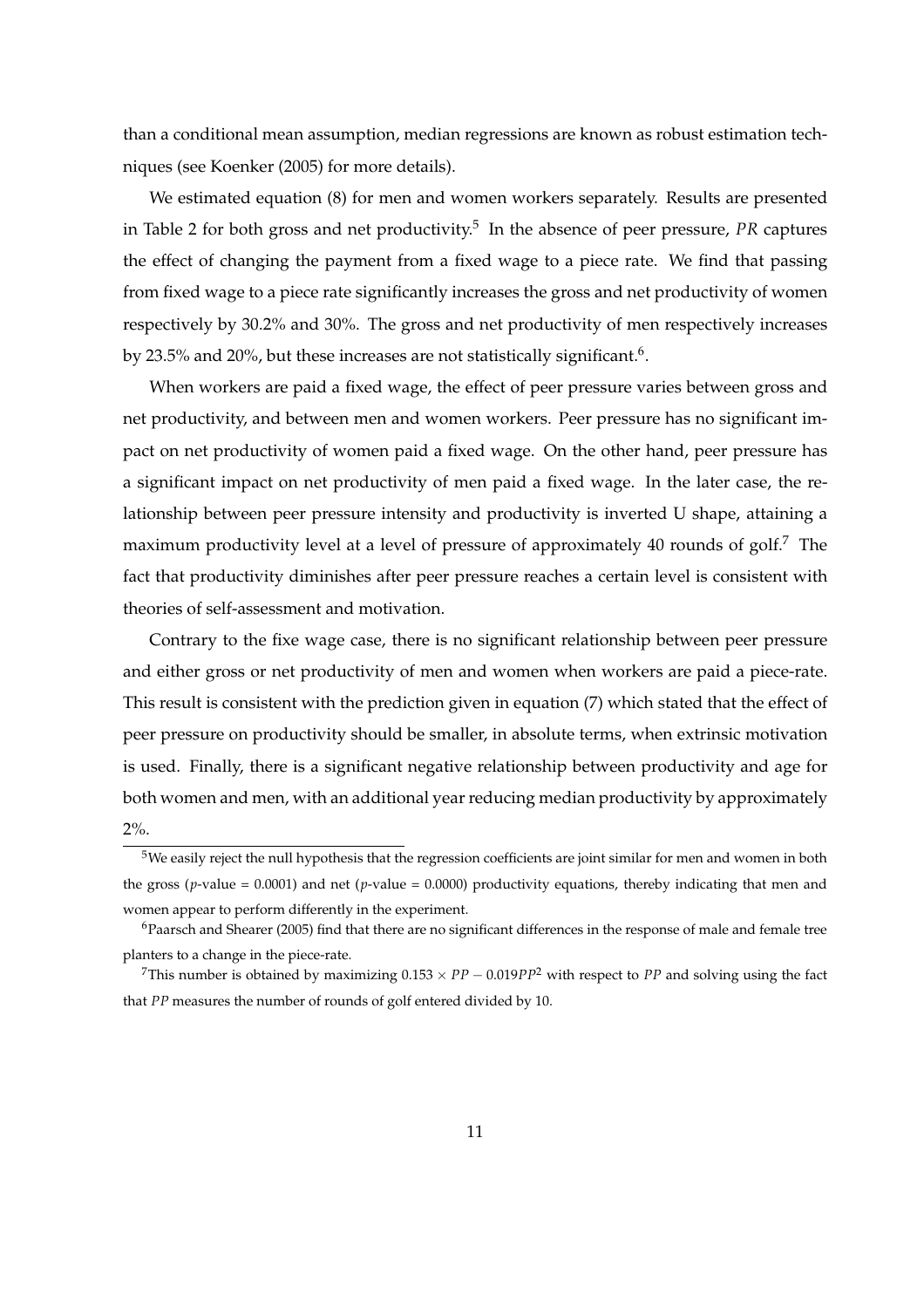than a conditional mean assumption, median regressions are known as robust estimation techniques (see Koenker (2005) for more details).

We estimated equation (8) for men and women workers separately. Results are presented in Table 2 for both gross and net productivity.[5] In the absence of peer pressure, $PR$ captures the effect of changing the payment from a fixed wage to a piece rate. We find that passing from fixed wage to a piece rate significantly increases the gross and net productivity of women respectively by 30.2% and 30%. The gross and net productivity of men respectively increases by 23.5% and 20%, but these increases are not statistically significant.[6].

When workers are paid a fixed wage, the effect of peer pressure varies between gross and net productivity, and between men and women workers. Peer pressure has no significant impact on net productivity of women paid a fixed wage. On the other hand, peer pressure has a significant impact on net productivity of men paid a fixed wage. In the later case, the relationship between peer pressure intensity and productivity is inverted U shape, attaining a maximum productivity level at a level of pressure of approximately 40 rounds of golf.[7] The fact that productivity diminishes after peer pressure reaches a certain level is consistent with theories of self-assessment and motivation.

Contrary to the fixe wage case, there is no significant relationship between peer pressure and either gross or net productivity of men and women when workers are paid a piece-rate. This result is consistent with the prediction given in equation (7) which stated that the effect of peer pressure on productivity should be smaller, in absolute terms, when extrinsic motivation is used. Finally, there is a significant negative relationship between productivity and age for both women and men, with an additional year reducing median productivity by approximately 2%.

[5]We easily reject the null hypothesis that the regression coefficients are joint similar for men and women in both the gross ($p$-value = 0.0001) and net ($p$-value = 0.0000) productivity equations, thereby indicating that men and women appear to perform differently in the experiment.

[6]Paarsch and Shearer (2005) find that there are no significant differences in the response of male and female tree planters to a change in the piece-rate.

[7]This number is obtained by maximizing $0.153 \times PP - 0.019PP^2$ with respect to $PP$ and solving using the fact that $PP$ measures the number of rounds of golf entered divided by 10.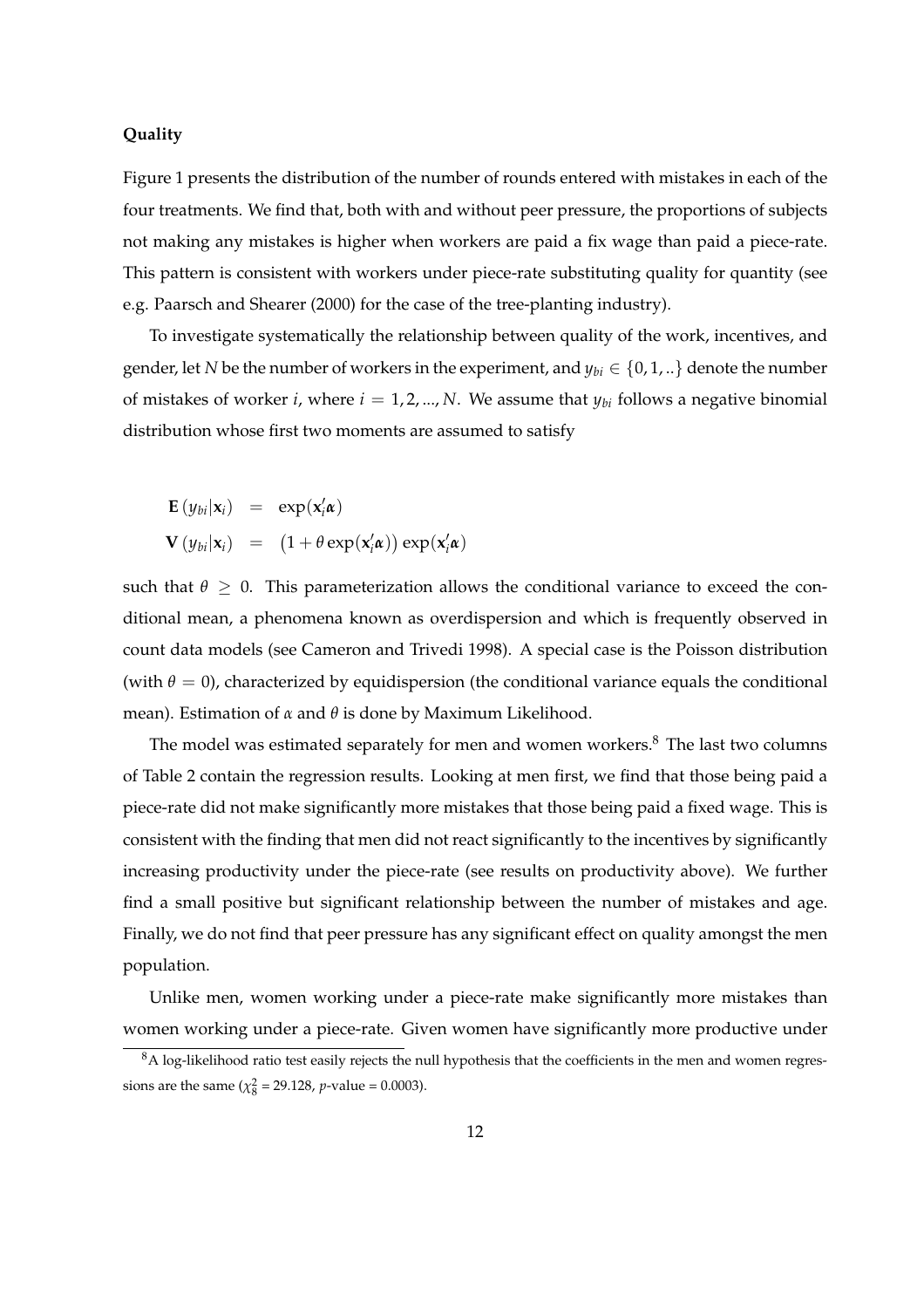**Quality**

Figure 1 presents the distribution of the number of rounds entered with mistakes in each of the four treatments. We find that, both with and without peer pressure, the proportions of subjects not making any mistakes is higher when workers are paid a fix wage than paid a piece-rate. This pattern is consistent with workers under piece-rate substituting quality for quantity (see e.g. Paarsch and Shearer (2000) for the case of the tree-planting industry).

To investigate systematically the relationship between quality of the work, incentives, and gender, let $N$ be the number of workers in the experiment, and $y_{bi} \in \{0, 1, ..\}$ denote the number of mistakes of worker $i$, where $i = 1, 2, ..., N$. We assume that $y_{bi}$ follows a negative binomial distribution whose first two moments are assumed to satisfy

$$
\begin{aligned}
\mathbf{E}\left(y_{bi}|\mathbf{x}_i\right) &= \exp(\mathbf{x}_i'\boldsymbol{\alpha}) \\
\mathbf{V}\left(y_{bi}|\mathbf{x}_i\right) &= \left(1 + \theta \exp(\mathbf{x}_i'\boldsymbol{\alpha})\right) \exp(\mathbf{x}_i'\boldsymbol{\alpha})
\end{aligned}
$$

such that $\theta \geq 0$. This parameterization allows the conditional variance to exceed the conditional mean, a phenomena known as overdispersion and which is frequently observed in count data models (see Cameron and Trivedi 1998). A special case is the Poisson distribution (with $\theta = 0$), characterized by equidispersion (the conditional variance equals the conditional mean). Estimation of $\alpha$ and $\theta$ is done by Maximum Likelihood.

The model was estimated separately for men and women workers.[8] The last two columns of Table 2 contain the regression results. Looking at men first, we find that those being paid a piece-rate did not make significantly more mistakes that those being paid a fixed wage. This is consistent with the finding that men did not react significantly to the incentives by significantly increasing productivity under the piece-rate (see results on productivity above). We further find a small positive but significant relationship between the number of mistakes and age. Finally, we do not find that peer pressure has any significant effect on quality amongst the men population.

Unlike men, women working under a piece-rate make significantly more mistakes than women working under a piece-rate. Given women have significantly more productive under

[8] A log-likelihood ratio test easily rejects the null hypothesis that the coefficients in the men and women regressions are the same ($\chi^2_8$ = 29.128, $p$-value = 0.0003).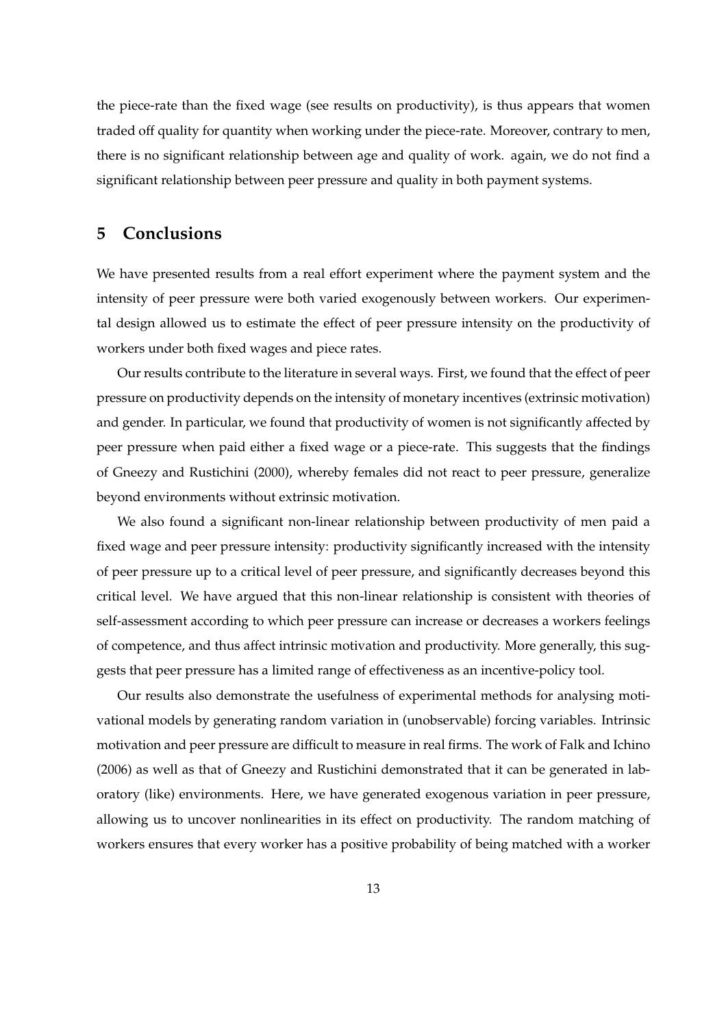the piece-rate than the fixed wage (see results on productivity), is thus appears that women traded off quality for quantity when working under the piece-rate. Moreover, contrary to men, there is no significant relationship between age and quality of work. again, we do not find a significant relationship between peer pressure and quality in both payment systems.

## 5 Conclusions

We have presented results from a real effort experiment where the payment system and the intensity of peer pressure were both varied exogenously between workers. Our experimental design allowed us to estimate the effect of peer pressure intensity on the productivity of workers under both fixed wages and piece rates.

Our results contribute to the literature in several ways. First, we found that the effect of peer pressure on productivity depends on the intensity of monetary incentives (extrinsic motivation) and gender. In particular, we found that productivity of women is not significantly affected by peer pressure when paid either a fixed wage or a piece-rate. This suggests that the findings of Gneezy and Rustichini (2000), whereby females did not react to peer pressure, generalize beyond environments without extrinsic motivation.

We also found a significant non-linear relationship between productivity of men paid a fixed wage and peer pressure intensity: productivity significantly increased with the intensity of peer pressure up to a critical level of peer pressure, and significantly decreases beyond this critical level. We have argued that this non-linear relationship is consistent with theories of self-assessment according to which peer pressure can increase or decreases a workers feelings of competence, and thus affect intrinsic motivation and productivity. More generally, this suggests that peer pressure has a limited range of effectiveness as an incentive-policy tool.

Our results also demonstrate the usefulness of experimental methods for analysing motivational models by generating random variation in (unobservable) forcing variables. Intrinsic motivation and peer pressure are difficult to measure in real firms. The work of Falk and Ichino (2006) as well as that of Gneezy and Rustichini demonstrated that it can be generated in laboratory (like) environments. Here, we have generated exogenous variation in peer pressure, allowing us to uncover nonlinearities in its effect on productivity. The random matching of workers ensures that every worker has a positive probability of being matched with a worker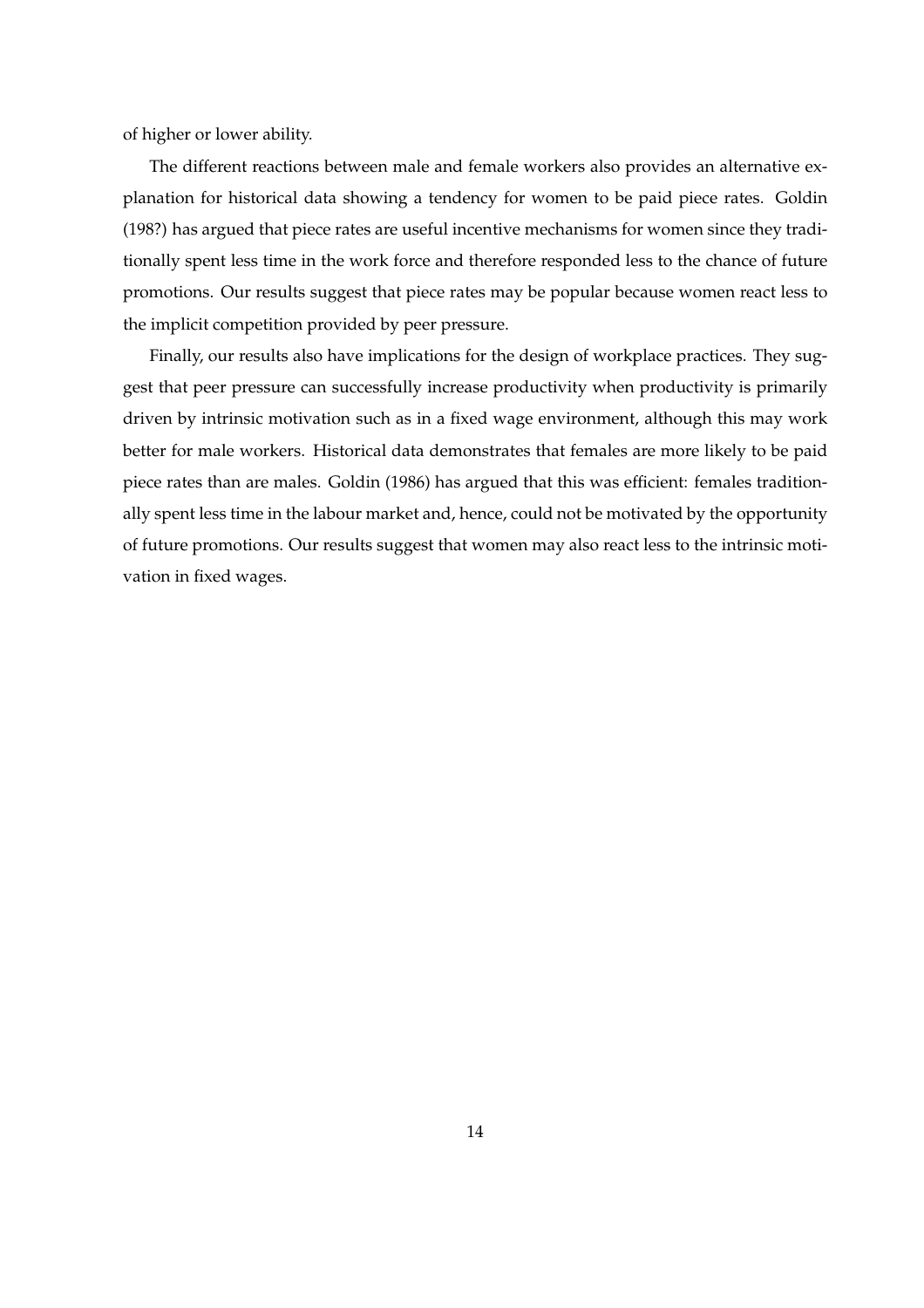of higher or lower ability.

The different reactions between male and female workers also provides an alternative explanation for historical data showing a tendency for women to be paid piece rates. Goldin (198?) has argued that piece rates are useful incentive mechanisms for women since they traditionally spent less time in the work force and therefore responded less to the chance of future promotions. Our results suggest that piece rates may be popular because women react less to the implicit competition provided by peer pressure.

Finally, our results also have implications for the design of workplace practices. They suggest that peer pressure can successfully increase productivity when productivity is primarily driven by intrinsic motivation such as in a fixed wage environment, although this may work better for male workers. Historical data demonstrates that females are more likely to be paid piece rates than are males. Goldin (1986) has argued that this was efficient: females traditionally spent less time in the labour market and, hence, could not be motivated by the opportunity of future promotions. Our results suggest that women may also react less to the intrinsic motivation in fixed wages.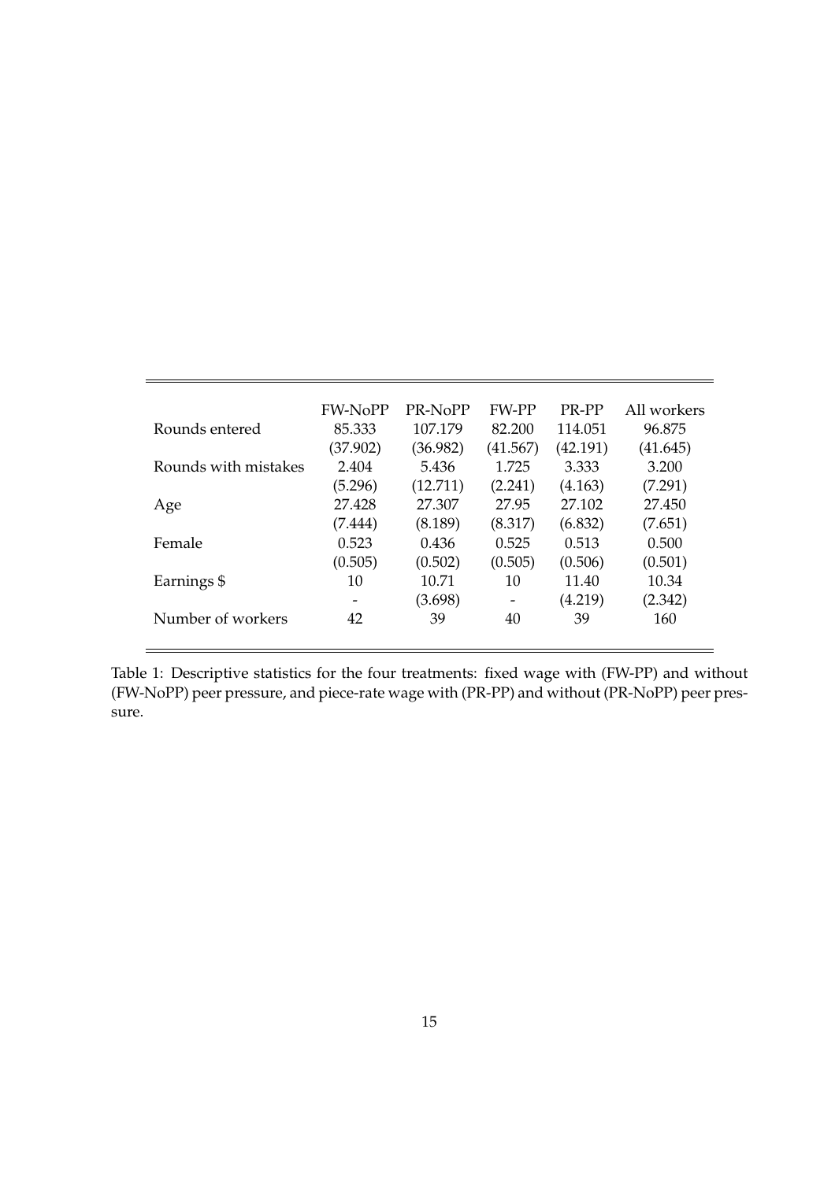|  | FW-NoPP | PR-NoPP | FW-PP | PR-PP | All workers |
|---|---|---|---|---|---|
| Rounds entered | 85.333 | 107.179 | 82.200 | 114.051 | 96.875 |
|  | (37.902) | (36.982) | (41.567) | (42.191) | (41.645) |
| Rounds with mistakes | 2.404 | 5.436 | 1.725 | 3.333 | 3.200 |
|  | (5.296) | (12.711) | (2.241) | (4.163) | (7.291) |
| Age | 27.428 | 27.307 | 27.95 | 27.102 | 27.450 |
|  | (7.444) | (8.189) | (8.317) | (6.832) | (7.651) |
| Female | 0.523 | 0.436 | 0.525 | 0.513 | 0.500 |
|  | (0.505) | (0.502) | (0.505) | (0.506) | (0.501) |
| Earnings $ | 10 | 10.71 | 10 | 11.40 | 10.34 |
|  | - | (3.698) | - | (4.219) | (2.342) |
| Number of workers | 42 | 39 | 40 | 39 | 160 |

Table 1: Descriptive statistics for the four treatments: fixed wage with (FW-PP) and without (FW-NoPP) peer pressure, and piece-rate wage with (PR-PP) and without (PR-NoPP) peer pressure.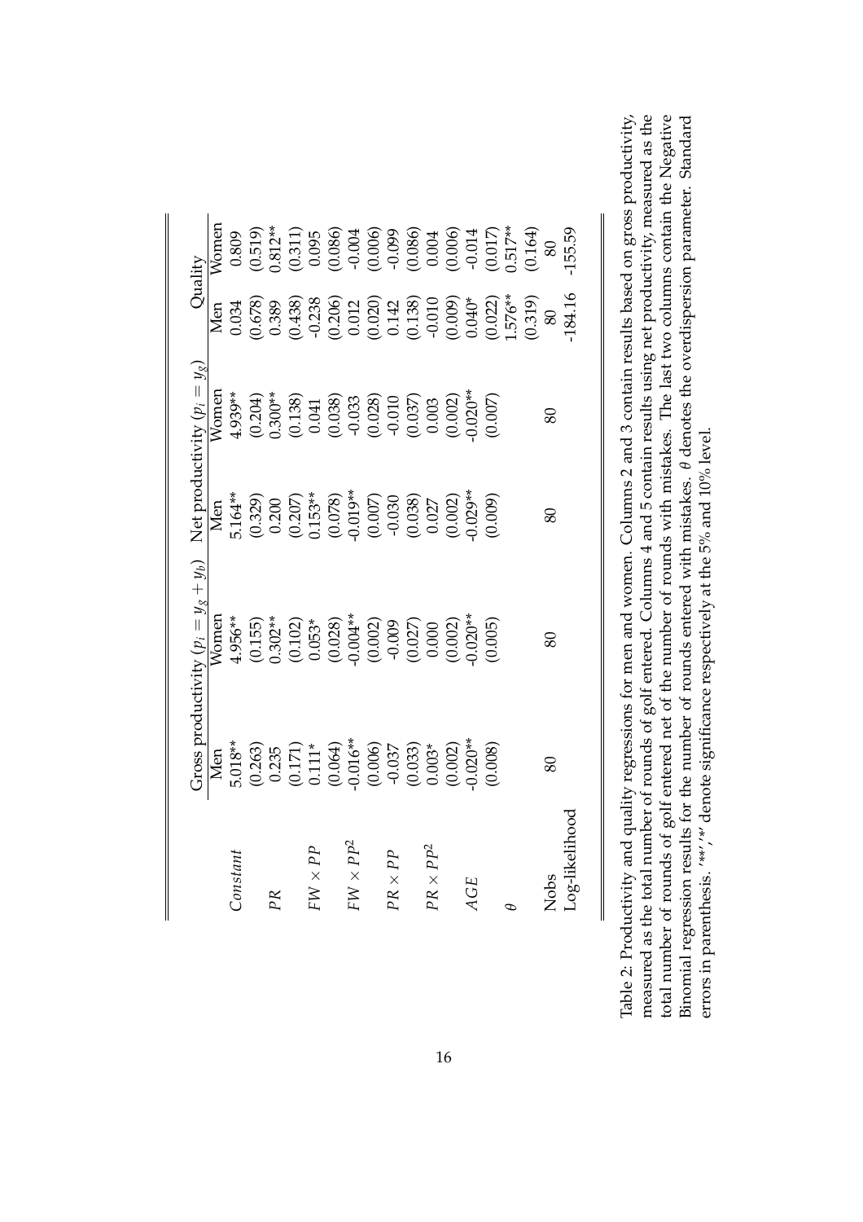| | Gross productivity ($p_i = y_g + y_b$) | | Net productivity ($p_i = y_g$) | | Quality | |
|---|---|---|---|---|---|---|
| | Men | Women | Men | Women | Men | Women |
| $Constant$ | 5.018** | 4.956** | 5.164** | 4.939** | 0.034 | 0.809 |
| | (0.263) | (0.155) | (0.329) | (0.204) | (0.678) | (0.519) |
| $PR$ | 0.235 | 0.302** | 0.200 | 0.300** | 0.389 | 0.812** |
| | (0.171) | (0.102) | (0.207) | (0.138) | (0.438) | (0.311) |
| $FW \times PP$ | 0.111* | 0.053* | 0.153** | 0.041 | -0.238 | 0.095 |
| | (0.064) | (0.028) | (0.078) | (0.038) | (0.206) | (0.086) |
| $FW \times PP^2$ | -0.016** | -0.004** | -0.019** | -0.033 | 0.012 | -0.004 |
| | (0.006) | (0.002) | (0.007) | (0.028) | (0.020) | (0.006) |
| $PR \times PP$ | -0.037 | -0.009 | -0.030 | -0.010 | 0.142 | -0.099 |
| | (0.033) | (0.027) | (0.038) | (0.037) | (0.138) | (0.086) |
| $PR \times PP^2$ | 0.003* | 0.000 | 0.027 | 0.003 | -0.010 | 0.004 |
| | (0.002) | (0.002) | (0.002) | (0.002) | (0.009) | (0.006) |
| $AGE$ | -0.020** | -0.020** | -0.029** | -0.020** | 0.040* | -0.014 |
| | (0.008) | (0.005) | (0.009) | (0.007) | (0.022) | (0.017) |
| $\theta$ | | | | | 1.576** | 0.517** |
| | | | | | (0.319) | (0.164) |
| Nobs | 80 | 80 | 80 | 80 | 80 | 80 |
| Log-likelihood | | | | | -184.16 | -155.59 |

Table 2: Productivity and quality regressions for men and women. Columns 2 and 3 contain results based on gross productivity, measured as the total number of rounds of golf entered. Columns 4 and 5 contain results using net productivity, measured as the total number of rounds of golf entered net of the number of rounds with mistakes. The last two columns contain the Negative Binomial regression results for the number of rounds entered with mistakes. $\theta$ denotes the overdispersion parameter. Standard errors in parenthesis. '**','*' denote significance respectively at the 5% and 10% level.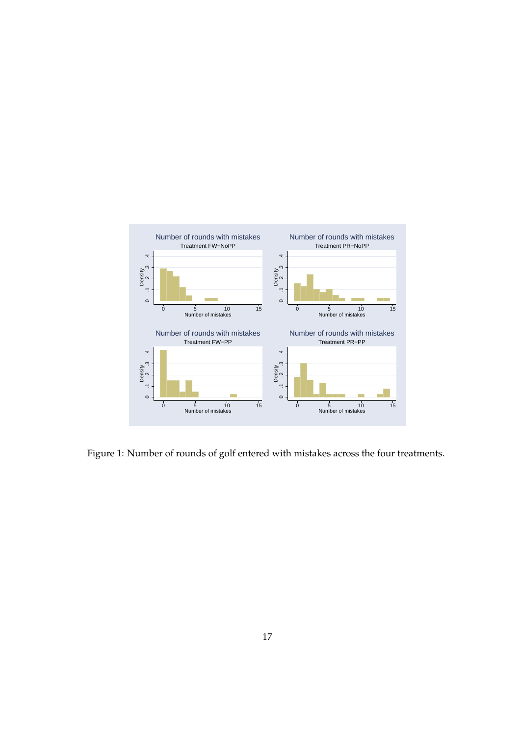Figure 1: Number of rounds of golf entered with mistakes across the four treatments.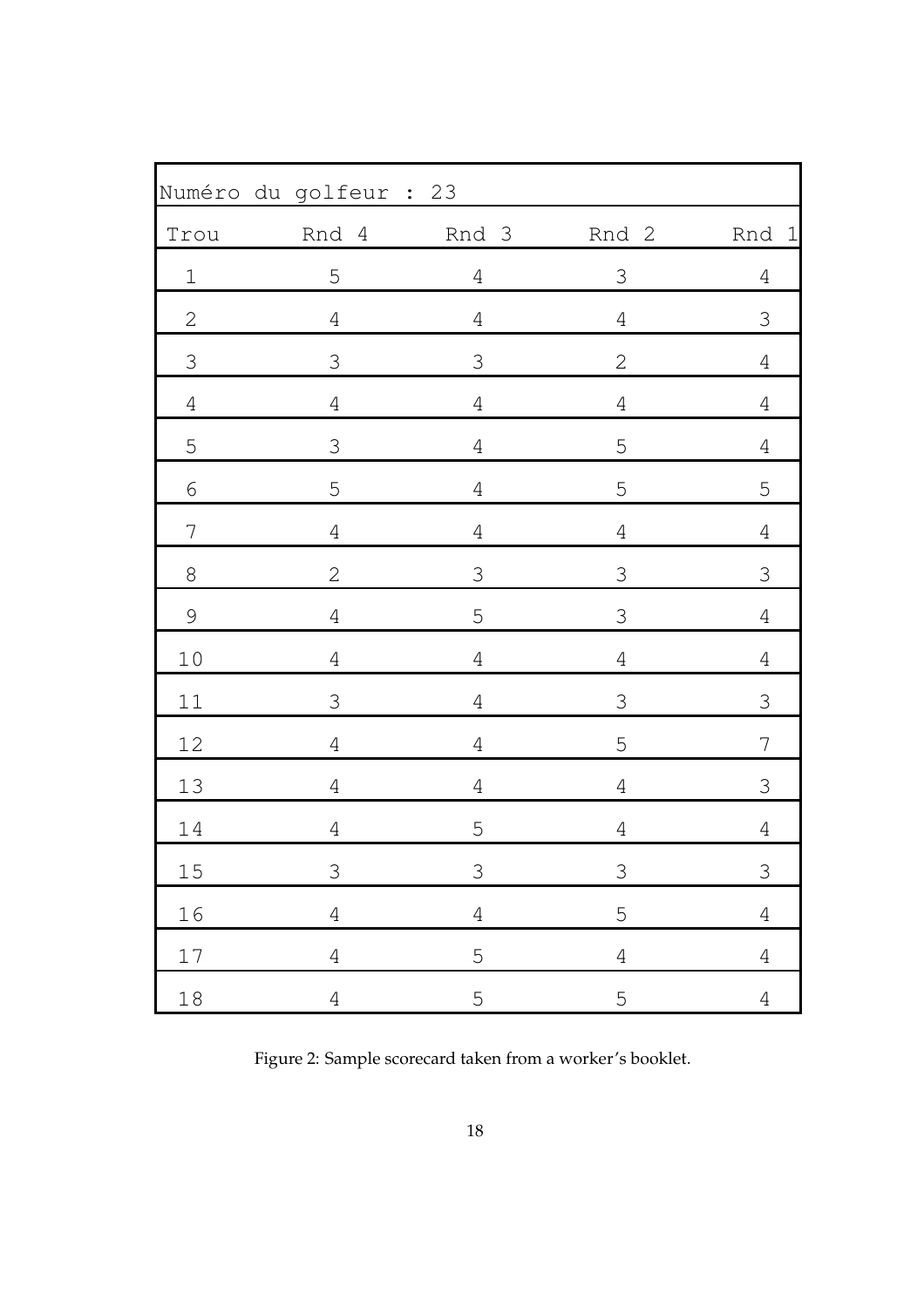| Numéro du golfeur : 23 | | | | |
|---|---|---|---|---|
| Trou | Rnd 4 | Rnd 3 | Rnd 2 | Rnd 1 |
| 1 | 5 | 4 | 3 | 4 |
| 2 | 4 | 4 | 4 | 3 |
| 3 | 3 | 3 | 2 | 4 |
| 4 | 4 | 4 | 4 | 4 |
| 5 | 3 | 4 | 5 | 4 |
| 6 | 5 | 4 | 5 | 5 |
| 7 | 4 | 4 | 4 | 4 |
| 8 | 2 | 3 | 3 | 3 |
| 9 | 4 | 5 | 3 | 4 |
| 10 | 4 | 4 | 4 | 4 |
| 11 | 3 | 4 | 3 | 3 |
| 12 | 4 | 4 | 5 | 7 |
| 13 | 4 | 4 | 4 | 3 |
| 14 | 4 | 5 | 4 | 4 |
| 15 | 3 | 3 | 3 | 3 |
| 16 | 4 | 4 | 5 | 4 |
| 17 | 4 | 5 | 4 | 4 |
| 18 | 4 | 5 | 5 | 4 |

Figure 2: Sample scorecard taken from a worker's booklet.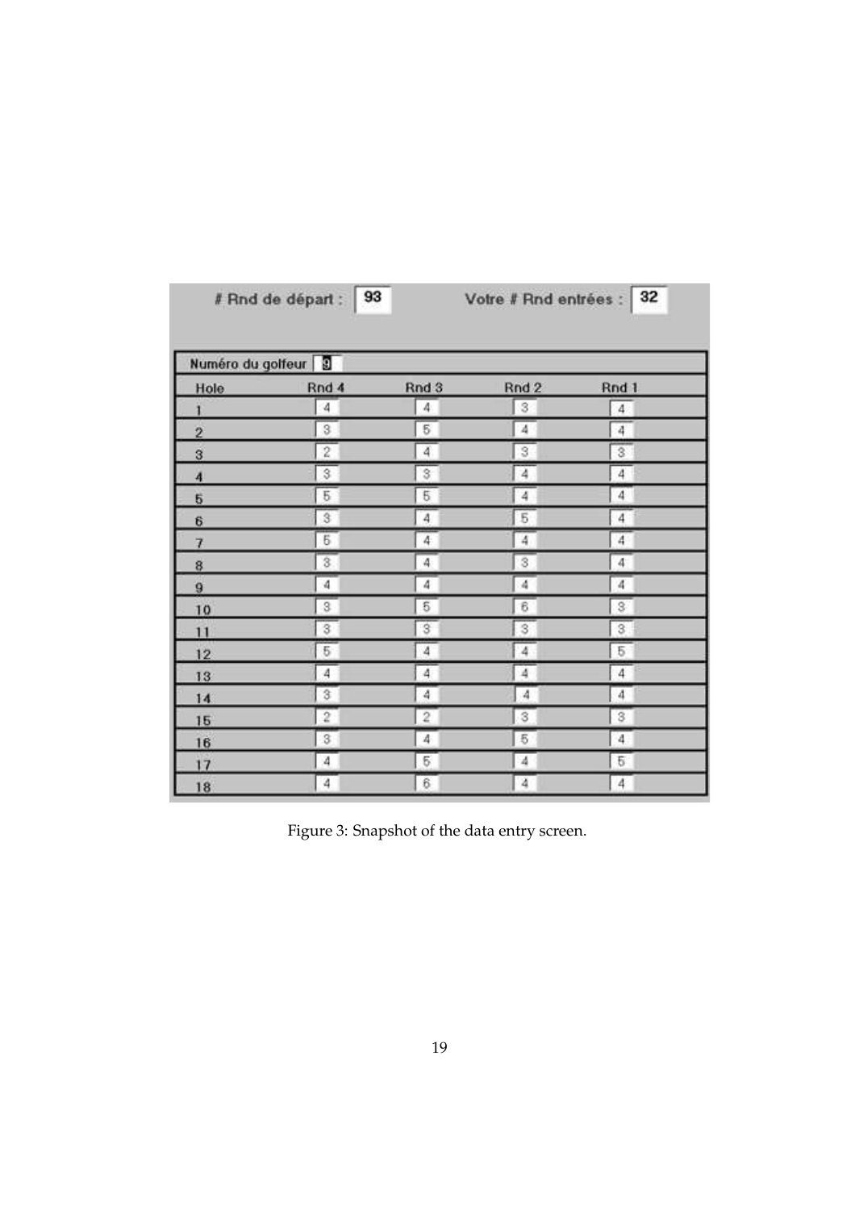# Rnd de départ : 93 Votre # Rnd entrées : 32

Numéro du golfeur 9

| Hole | Rnd 4 | Rnd 3 | Rnd 2 | Rnd 1 |
|---|---|---|---|---|
| 1 | 4 | 4 | 3 | 4 |
| 2 | 3 | 5 | 4 | 4 |
| 3 | 2 | 4 | 3 | 3 |
| 4 | 3 | 3 | 4 | 4 |
| 5 | 5 | 5 | 4 | 4 |
| 6 | 3 | 4 | 5 | 4 |
| 7 | 5 | 4 | 4 | 4 |
| 8 | 3 | 4 | 3 | 4 |
| 9 | 4 | 4 | 4 | 4 |
| 10 | 3 | 5 | 6 | 3 |
| 11 | 3 | 3 | 3 | 3 |
| 12 | 5 | 4 | 4 | 5 |
| 13 | 4 | 4 | 4 | 4 |
| 14 | 3 | 4 | 4 | 4 |
| 15 | 2 | 2 | 3 | 3 |
| 16 | 3 | 4 | 5 | 4 |
| 17 | 4 | 5 | 4 | 5 |
| 18 | 4 | 6 | 4 | 4 |

Figure 3: Snapshot of the data entry screen.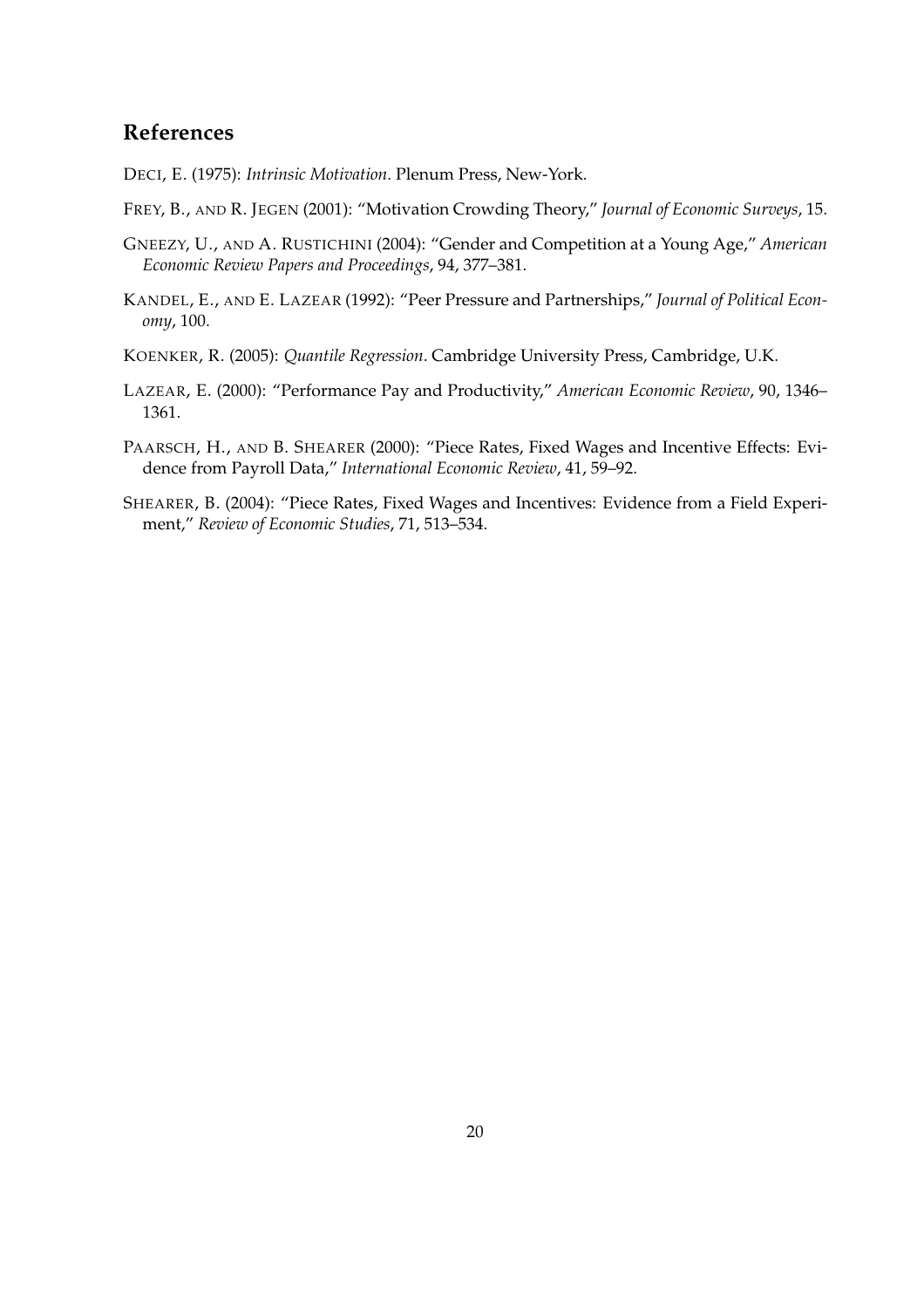## References

DECI, E. (1975): *Intrinsic Motivation*. Plenum Press, New-York.

FREY, B., AND R. JEGEN (2001): "Motivation Crowding Theory," *Journal of Economic Surveys*, 15.

GNEEZY, U., AND A. RUSTICHINI (2004): "Gender and Competition at a Young Age," *American Economic Review Papers and Proceedings*, 94, 377–381.

KANDEL, E., AND E. LAZEAR (1992): "Peer Pressure and Partnerships," *Journal of Political Economy*, 100.

KOENKER, R. (2005): *Quantile Regression*. Cambridge University Press, Cambridge, U.K.

LAZEAR, E. (2000): "Performance Pay and Productivity," *American Economic Review*, 90, 1346–1361.

PAARSCH, H., AND B. SHEARER (2000): "Piece Rates, Fixed Wages and Incentive Effects: Evidence from Payroll Data," *International Economic Review*, 41, 59–92.

SHEARER, B. (2004): "Piece Rates, Fixed Wages and Incentives: Evidence from a Field Experiment," *Review of Economic Studies*, 71, 513–534.